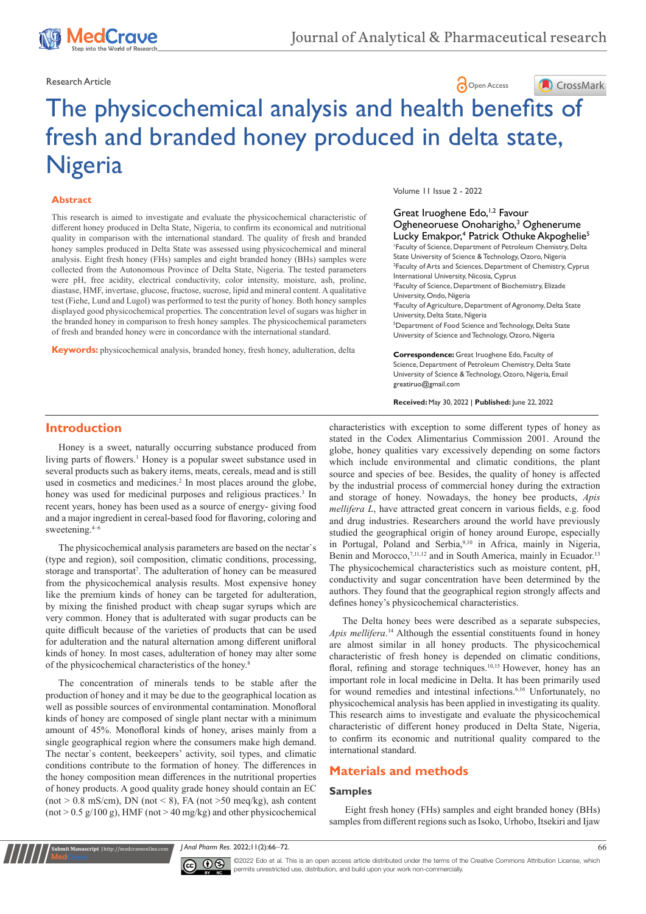Research Article

# The physicochemical analysis and health benefits of fresh and branded honey produced in delta state, Nigeria

Volume 11 Issue 2 - 2022

Great Iruoghene Edo,[1,2] Favour Ogheneoruese Onoharigho,[3] Oghenerume Lucky Emakpor,[4] Patrick Othuke Akpoghelie[5]

[1]Faculty of Science, Department of Petroleum Chemistry, Delta State University of Science & Technology, Ozoro, Nigeria
[2]Faculty of Arts and Sciences, Department of Chemistry, Cyprus International University, Nicosia, Cyprus
[3]Faculty of Science, Department of Biochemistry, Elizade University, Ondo, Nigeria
[4]Faculty of Agriculture, Department of Agronomy, Delta State University, Delta State, Nigeria
[5]Department of Food Science and Technology, Delta State University of Science and Technology, Ozoro, Nigeria

**Correspondence:** Great Iruoghene Edo, Faculty of Science, Department of Petroleum Chemistry, Delta State University of Science & Technology, Ozoro, Nigeria, Email greatiruo@gmail.com

**Received:** May 30, 2022 | **Published:** June 22, 2022

## Abstract

This research is aimed to investigate and evaluate the physicochemical characteristic of different honey produced in Delta State, Nigeria, to confirm its economical and nutritional quality in comparison with the international standard. The quality of fresh and branded honey samples produced in Delta State was assessed using physicochemical and mineral analysis. Eight fresh honey (FHs) samples and eight branded honey (BHs) samples were collected from the Autonomous Province of Delta State, Nigeria. The tested parameters were pH, free acidity, electrical conductivity, color intensity, moisture, ash, proline, diastase, HMF, invertase, glucose, fructose, sucrose, lipid and mineral content. A qualitative test (Fiehe, Lund and Lugol) was performed to test the purity of honey. Both honey samples displayed good physicochemical properties. The concentration level of sugars was higher in the branded honey in comparison to fresh honey samples. The physicochemical parameters of fresh and branded honey were in concordance with the international standard.

**Keywords:** physicochemical analysis, branded honey, fresh honey, adulteration, delta

## Introduction

Honey is a sweet, naturally occurring substance produced from living parts of flowers.[1] Honey is a popular sweet substance used in several products such as bakery items, meats, cereals, mead and is still used in cosmetics and medicines.[2] In most places around the globe, honey was used for medicinal purposes and religious practices.[3] In recent years, honey has been used as a source of energy- giving food and a major ingredient in cereal-based food for flavoring, coloring and sweetening.[4–6]

The physicochemical analysis parameters are based on the nectar`s (type and region), soil composition, climatic conditions, processing, storage and transportat[7]. The adulteration of honey can be measured from the physicochemical analysis results. Most expensive honey like the premium kinds of honey can be targeted for adulteration, by mixing the finished product with cheap sugar syrups which are very common. Honey that is adulterated with sugar products can be quite difficult because of the varieties of products that can be used for adulteration and the natural alternation among different unifloral kinds of honey. In most cases, adulteration of honey may alter some of the physicochemical characteristics of the honey.[8]

The concentration of minerals tends to be stable after the production of honey and it may be due to the geographical location as well as possible sources of environmental contamination. Monofloral kinds of honey are composed of single plant nectar with a minimum amount of 45%. Monofloral kinds of honey, arises mainly from a single geographical region where the consumers make high demand. The nectar's content, beekeepers' activity, soil types, and climatic conditions contribute to the formation of honey. The differences in the honey composition mean differences in the nutritional properties of honey products. A good quality grade honey should contain an EC (not > 0.8 mS/cm), DN (not < 8), FA (not >50 meq/kg), ash content (not > 0.5 g/100 g), HMF (not > 40 mg/kg) and other physicochemical characteristics with exception to some different types of honey as stated in the Codex Alimentarius Commission 2001. Around the globe, honey qualities vary excessively depending on some factors which include environmental and climatic conditions, the plant source and species of bee. Besides, the quality of honey is affected by the industrial process of commercial honey during the extraction and storage of honey. Nowadays, the honey bee products, *Apis mellifera L*, have attracted great concern in various fields, e.g. food and drug industries. Researchers around the world have previously studied the geographical origin of honey around Europe, especially in Portugal, Poland and Serbia,[9,10] in Africa, mainly in Nigeria, Benin and Morocco,[7,11,12] and in South America, mainly in Ecuador.[13] The physicochemical characteristics such as moisture content, pH, conductivity and sugar concentration have been determined by the authors. They found that the geographical region strongly affects and defines honey's physicochemical characteristics.

The Delta honey bees were described as a separate subspecies, *Apis mellifera*.[14] Although the essential constituents found in honey are almost similar in all honey products. The physicochemical characteristic of fresh honey is depended on climatic conditions, floral, refining and storage techniques.[10,15] However, honey has an important role in local medicine in Delta. It has been primarily used for wound remedies and intestinal infections.[6,16] Unfortunately, no physicochemical analysis has been applied in investigating its quality. This research aims to investigate and evaluate the physicochemical characteristic of different honey produced in Delta State, Nigeria, to confirm its economic and nutritional quality compared to the international standard.

## Materials and methods

### Samples

Eight fresh honey (FHs) samples and eight branded honey (BHs) samples from different regions such as Isoko, Urhobo, Itsekiri and Ijaw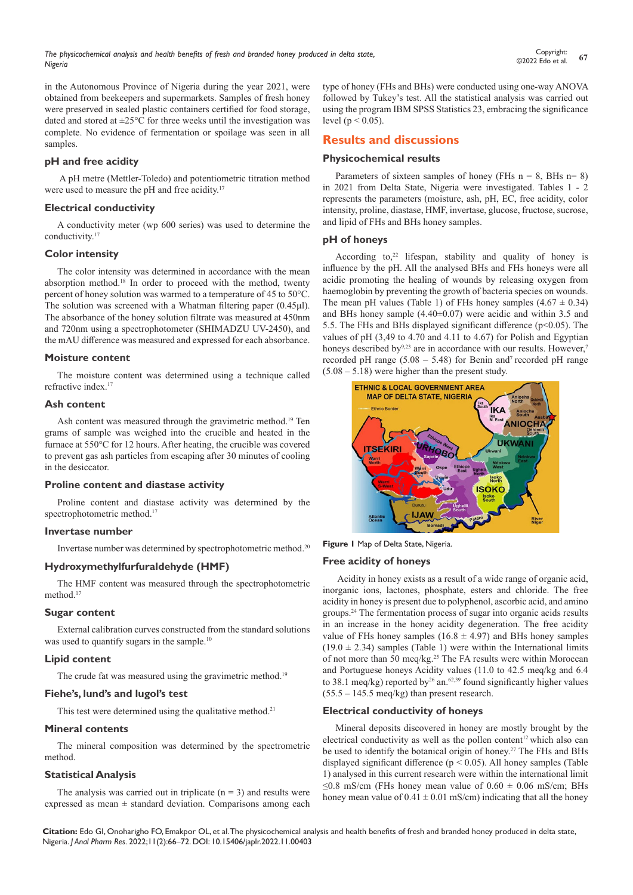in the Autonomous Province of Nigeria during the year 2021, were obtained from beekeepers and supermarkets. Samples of fresh honey were preserved in sealed plastic containers certified for food storage, dated and stored at ±25°C for three weeks until the investigation was complete. No evidence of fermentation or spoilage was seen in all samples.

### pH and free acidity

A pH metre (Mettler-Toledo) and potentiometric titration method were used to measure the pH and free acidity.[17]

### Electrical conductivity

A conductivity meter (wp 600 series) was used to determine the conductivity.[17]

### Color intensity

The color intensity was determined in accordance with the mean absorption method.[18] In order to proceed with the method, twenty percent of honey solution was warmed to a temperature of 45 to 50°C. The solution was screened with a Whatman filtering paper (0.45µl). The absorbance of the honey solution filtrate was measured at 450nm and 720nm using a spectrophotometer (SHIMADZU UV-2450), and the mAU difference was measured and expressed for each absorbance.

### Moisture content

The moisture content was determined using a technique called refractive index.[17]

### Ash content

Ash content was measured through the gravimetric method.[19] Ten grams of sample was weighed into the crucible and heated in the furnace at 550°C for 12 hours. After heating, the crucible was covered to prevent gas ash particles from escaping after 30 minutes of cooling in the desiccator.

### Proline content and diastase activity

Proline content and diastase activity was determined by the spectrophotometric method.[17]

### Invertase number

Invertase number was determined by spectrophotometric method.[20]

### Hydroxymethylfurfuraldehyde (HMF)

The HMF content was measured through the spectrophotometric method.[17]

### Sugar content

External calibration curves constructed from the standard solutions was used to quantify sugars in the sample.[10]

### Lipid content

The crude fat was measured using the gravimetric method.[19]

### Fiehe's, lund's and lugol's test

This test were determined using the qualitative method.[21]

### Mineral contents

The mineral composition was determined by the spectrometric method.

### Statistical Analysis

The analysis was carried out in triplicate ($n = 3$) and results were expressed as mean ± standard deviation. Comparisons among each type of honey (FHs and BHs) were conducted using one-way ANOVA followed by Tukey's test. All the statistical analysis was carried out using the program IBM SPSS Statistics 23, embracing the significance level ($p < 0.05$).

## Results and discussions

### Physicochemical results

Parameters of sixteen samples of honey (FHs $n = 8$, BHs $n = 8$) in 2021 from Delta State, Nigeria were investigated. Tables 1 - 2 represents the parameters (moisture, ash, pH, EC, free acidity, color intensity, proline, diastase, HMF, invertase, glucose, fructose, sucrose, and lipid of FHs and BHs honey samples.

### pH of honeys

According to,[22] lifespan, stability and quality of honey is influence by the pH. All the analysed BHs and FHs honeys were all acidic promoting the healing of wounds by releasing oxygen from haemoglobin by preventing the growth of bacteria species on wounds. The mean pH values (Table 1) of FHs honey samples (4.67 ± 0.34) and BHs honey sample (4.40±0.07) were acidic and within 3.5 and 5.5. The FHs and BHs displayed significant difference ($p<0.05$). The values of pH (3,49 to 4.70 and 4.11 to 4.67) for Polish and Egyptian honeys described by[9,23] are in accordance with our results. However,[7] recorded pH range (5.08 – 5.48) for Benin and[7] recorded pH range (5.08 – 5.18) were higher than the present study.

**Figure 1** Map of Delta State, Nigeria.

### Free acidity of honeys

Acidity in honey exists as a result of a wide range of organic acid, inorganic ions, lactones, phosphate, esters and chloride. The free acidity in honey is present due to polyphenol, ascorbic acid, and amino groups.[24] The fermentation process of sugar into organic acids results in an increase in the honey acidity degeneration. The free acidity value of FHs honey samples (16.8 ± 4.97) and BHs honey samples (19.0 ± 2.34) samples (Table 1) were within the International limits of not more than 50 meq/kg.[25] The FA results were within Moroccan and Portuguese honeys Acidity values (11.0 to 42.5 meq/kg and 6.4 to 38.1 meq/kg) reported by[26] an.[62,39] found significantly higher values (55.5 – 145.5 meq/kg) than present research.

### Electrical conductivity of honeys

Mineral deposits discovered in honey are mostly brought by the electrical conductivity as well as the pollen content[12] which also can be used to identify the botanical origin of honey.[27] The FHs and BHs displayed significant difference ($p < 0.05$). All honey samples (Table 1) analysed in this current research were within the international limit ≤0.8 mS/cm (FHs honey mean value of 0.60 ± 0.06 mS/cm; BHs honey mean value of 0.41 ± 0.01 mS/cm) indicating that all the honey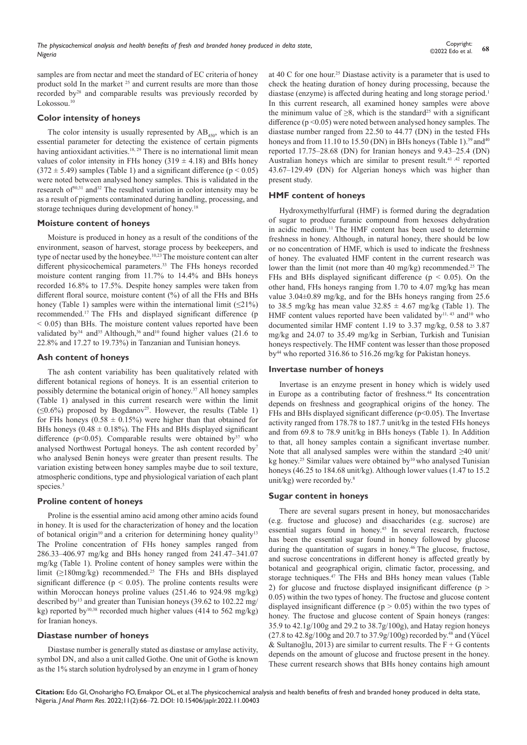samples are from nectar and meet the standard of EC criteria of honey product sold In the market [25] and current results are more than those recorded by[28] and comparable results was previously recorded by Lokossou.[10]

### Color intensity of honeys

The color intensity is usually represented by $AB_{450}$, which is an essential parameter for detecting the existence of certain pigments having antioxidant activities.[18, 29] There is no international limit mean values of color intensity in FHs honey (319 ± 4.18) and BHs honey (372 ± 5.49) samples (Table 1) and a significant difference ($p < 0.05$) were noted between analysed honey samples. This is validated in the research of[30,31] and[32] The resulted variation in color intensity may be as a result of pigments contaminated during handling, processing, and storage techniques during development of honey.[18]

### Moisture content of honeys

Moisture is produced in honey as a result of the conditions of the environment, season of harvest, storage process by beekeepers, and type of nectar used by the honeybee.[10,23] The moisture content can alter different physicochemical parameters.[33] The FHs honeys recorded moisture content ranging from 11.7% to 14.4% and BHs honeys recorded 16.8% to 17.5%. Despite honey samples were taken from different floral source, moisture content (%) of all the FHs and BHs honey (Table 1) samples were within the international limit (≤21%) recommended.[17] The FHs and displayed significant difference ($p < 0.05$) than BHs. The moisture content values reported have been validated by[34] and[35] Although,[36] and[10] found higher values (21.6 to 22.8% and 17.27 to 19.73%) in Tanzanian and Tunisian honeys.

### Ash content of honeys

The ash content variability has been qualitatively related with different botanical regions of honeys. It is an essential criterion to possibly determine the botanical origin of honey.[37] All honey samples (Table 1) analysed in this current research were within the limit (≤0.6%) proposed by Bogdanov[25]. However, the results (Table 1) for FHs honeys (0.58 ± 0.15%) were higher than that obtained for BHs honeys (0.48 ± 0.18%). The FHs and BHs displayed significant difference ($p<0.05$). Comparable results were obtained by[37] who analysed Northwest Portugal honeys. The ash content recorded by[7] who analysed Benin honeys were greater than present results. The variation existing between honey samples maybe due to soil texture, atmospheric conditions, type and physiological variation of each plant species.[3]

### Proline content of honeys

Proline is the essential amino acid among other amino acids found in honey. It is used for the characterization of honey and the location of botanical origin[10] and a criterion for determining honey quality[13] The Proline concentration of FHs honey samples ranged from 286.33–406.97 mg/kg and BHs honey ranged from 241.47–341.07 mg/kg (Table 1). Proline content of honey samples were within the limit (≥180mg/kg) recommended.[25] The FHs and BHs displayed significant difference ($p < 0.05$). The proline contents results were within Moroccan honeys proline values (251.46 to 924.98 mg/kg) described by[13] and greater than Tunisian honeys (39.62 to 102.22 mg/kg) reported by[10,38] recorded much higher values (414 to 562 mg/kg) for Iranian honeys.

### Diastase number of honeys

Diastase number is generally stated as diastase or amylase activity, symbol DN, and also a unit called Gothe. One unit of Gothe is known as the 1% starch solution hydrolysed by an enzyme in 1 gram of honey at 40 C for one hour.[25] Diastase activity is a parameter that is used to check the heating duration of honey during processing, because the diastase (enzyme) is affected during heating and long storage period.[1] In this current research, all examined honey samples were above the minimum value of ≥8, which is the standard[25] with a significant difference ($p <0.05$) were noted between analysed honey samples. The diastase number ranged from 22.50 to 44.77 (DN) in the tested FHs honeys and from 11.10 to 15.50 (DN) in BHs honeys (Table 1).[39] and[40] reported 17.75–28.68 (DN) for Iranian honeys and 9.43–25.4 (DN) Australian honeys which are similar to present result.[41,42] reported 43.67–129.49 (DN) for Algerian honeys which was higher than present study.

### HMF content of honeys

Hydroxymethylfurfural (HMF) is formed during the degradation of sugar to produce furanic compound from hexoses dehydration in acidic medium.[11] The HMF content has been used to determine freshness in honey. Although, in natural honey, there should be low or no concentration of HMF, which is used to indicate the freshness of honey. The evaluated HMF content in the current research was lower than the limit (not more than 40 mg/kg) recommended.[25] The FHs and BHs displayed significant difference ($p < 0.05$). On the other hand, FHs honeys ranging from 1.70 to 4.07 mg/kg has mean value 3.04±0.89 mg/kg, and for the BHs honeys ranging from 25.6 to 38.5 mg/kg has mean value 32.85 ± 4.67 mg/kg (Table 1). The HMF content values reported have been validated by[11, 43] and[10] who documented similar HMF content 1.19 to 3.37 mg/kg, 0.58 to 3.87 mg/kg and 24.07 to 35.49 mg/kg in Serbian, Turkish and Tunisian honeys respectively. The HMF content was lesser than those proposed by[44] who reported 316.86 to 516.26 mg/kg for Pakistan honeys.

### Invertase number of honeys

Invertase is an enzyme present in honey which is widely used in Europe as a contributing factor of freshness.[44] Its concentration depends on freshness and geographical origins of the honey. The FHs and BHs displayed significant difference ($p<0.05$). The Invertase activity ranged from 178.78 to 187.7 unit/kg in the tested FHs honeys and from 69.8 to 78.9 unit/kg in BHs honeys (Table 1). In Addition to that, all honey samples contain a significant invertase number. Note that all analysed samples were within the standard ≥40 unit/kg honey.[25] Similar values were obtained by[10] who analysed Tunisian honeys (46.25 to 184.68 unit/kg). Although lower values (1.47 to 15.2 unit/kg) were recorded by.[8]

### Sugar content in honeys

There are several sugars present in honey, but monosaccharides (e.g. fructose and glucose) and disaccharides (e.g. sucrose) are essential sugars found in honey.[45] In several research, fructose has been the essential sugar found in honey followed by glucose during the quantitation of sugars in honey.[46] The glucose, fructose, and sucrose concentrations in different honey is affected greatly by botanical and geographical origin, climatic factor, processing, and storage techniques.[47] The FHs and BHs honey mean values (Table 2) for glucose and fructose displayed insignificant difference ($p > 0.05$) within the two types of honey. The fructose and glucose content displayed insignificant difference ($p > 0.05$) within the two types of honey. The fructose and glucose content of Spain honeys (ranges: 35.9 to 42.1g/100g and 29.2 to 38.7g/100g), and Hatay region honeys (27.8 to 42.8g/100g and 20.7 to 37.9g/100g) recorded by.[48] and (Yücel & Sultanoğlu, 2013) are similar to current results. The F + G contents depends on the amount of glucose and fructose present in the honey. These current research shows that BHs honey contains high amount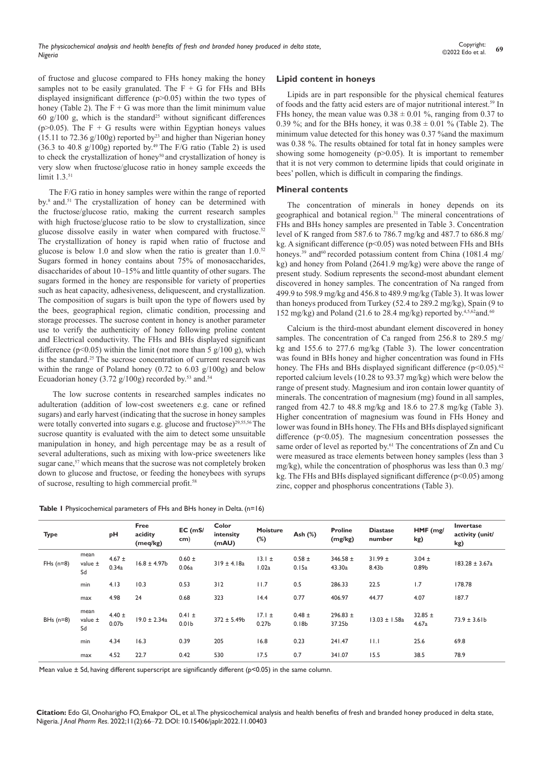of fructose and glucose compared to FHs honey making the honey samples not to be easily granulated. The F + G for FHs and BHs displayed insignificant difference ($p>0.05$) within the two types of honey (Table 2). The F + G was more than the limit minimum value 60 g/100 g, which is the standard[25] without significant differences ($p>0.05$). The F + G results were within Egyptian honeys values (15.11 to 72.36 g/100g) reported by[23] and higher than Nigerian honey (36.3 to 40.8 g/100g) reported by.[49] The F/G ratio (Table 2) is used to check the crystallization of honey[50] and crystallization of honey is very slow when fructose/glucose ratio in honey sample exceeds the limit 1.3.[51]

The F/G ratio in honey samples were within the range of reported by.[8] and.[51] The crystallization of honey can be determined with the fructose/glucose ratio, making the current research samples with high fructose/glucose ratio to be slow to crystallization, since glucose dissolve easily in water when compared with fructose.[52] The crystallization of honey is rapid when ratio of fructose and glucose is below 1.0 and slow when the ratio is greater than 1.0.[52] Sugars formed in honey contains about 75% of monosaccharides, disaccharides of about 10–15% and little quantity of other sugars. The sugars formed in the honey are responsible for variety of properties such as heat capacity, adhesiveness, deliquescent, and crystallization. The composition of sugars is built upon the type of flowers used by the bees, geographical region, climatic condition, processing and storage processes. The sucrose content in honey is another parameter use to verify the authenticity of honey following proline content and Electrical conductivity. The FHs and BHs displayed significant difference ($p<0.05$) within the limit (not more than 5 g/100 g), which is the standard.[25] The sucrose concentration of current research was within the range of Poland honey (0.72 to 6.03 g/100g) and below Ecuadorian honey (3.72 g/100g) recorded by.[53] and.[54]

The low sucrose contents in researched samples indicates no adulteration (addition of low-cost sweeteners e.g. cane or refined sugars) and early harvest (indicating that the sucrose in honey samples were totally converted into sugars e.g. glucose and fructose)[29,55,56] The sucrose quantity is evaluated with the aim to detect some unsuitable manipulation in honey, and high percentage may be as a result of several adulterations, such as mixing with low-price sweeteners like sugar cane,[57] which means that the sucrose was not completely broken down to glucose and fructose, or feeding the honeybees with syrups of sucrose, resulting to high commercial profit.[58]

## Lipid content in honeys

Lipids are in part responsible for the physical chemical features of foods and the fatty acid esters are of major nutritional interest.[59] In FHs honey, the mean value was 0.38 ± 0.01 %, ranging from 0.37 to 0.39 %; and for the BHs honey, it was 0.38 ± 0.01 % (Table 2). The minimum value detected for this honey was 0.37 %and the maximum was 0.38 %. The results obtained for total fat in honey samples were showing some homogeneity ($p>0.05$). It is important to remember that it is not very common to determine lipids that could originate in bees' pollen, which is difficult in comparing the findings.

## Mineral contents

The concentration of minerals in honey depends on its geographical and botanical region.[31] The mineral concentrations of FHs and BHs honey samples are presented in Table 3. Concentration level of K ranged from 587.6 to 786.7 mg/kg and 487.7 to 686.8 mg/kg. A significant difference ($p<0.05$) was noted between FHs and BHs honeys.[39] and[60] recorded potassium content from China (1081.4 mg/kg) and honey from Poland (2641.9 mg/kg) were above the range of present study. Sodium represents the second-most abundant element discovered in honey samples. The concentration of Na ranged from 499.9 to 598.9 mg/kg and 456.8 to 489.9 mg/kg (Table 3). It was lower than honeys produced from Turkey (52.4 to 289.2 mg/kg), Spain (9 to 152 mg/kg) and Poland (21.6 to 28.4 mg/kg) reported by.[4,5,62]and.[60]

Calcium is the third-most abundant element discovered in honey samples. The concentration of Ca ranged from 256.8 to 289.5 mg/kg and 155.6 to 277.6 mg/kg (Table 3). The lower concentration was found in BHs honey and higher concentration was found in FHs honey. The FHs and BHs displayed significant difference ($p<0.05$).[62] reported calcium levels (10.28 to 93.37 mg/kg) which were below the range of present study. Magnesium and iron contain lower quantity of minerals. The concentration of magnesium (mg) found in all samples, ranged from 42.7 to 48.8 mg/kg and 18.6 to 27.8 mg/kg (Table 3). Higher concentration of magnesium was found in FHs Honey and lower was found in BHs honey. The FHs and BHs displayed significant difference ($p<0.05$). The magnesium concentration possesses the same order of level as reported by.[61] The concentrations of Zn and Cu were measured as trace elements between honey samples (less than 3 mg/kg), while the concentration of phosphorus was less than 0.3 mg/kg. The FHs and BHs displayed significant difference ($p<0.05$) among zinc, copper and phosphorus concentrations (Table 3).

**Table 1** Physicochemical parameters of FHs and BHs honey in Delta. (n=16)

| Type | | pH | Free acidity (meq/kg) | EC (mS/cm) | Color intensity (mAU) | Moisture (%) | Ash (%) | Proline (mg/kg) | Diastase number | HMF (mg/kg) | Invertase activity (unit/kg) |
|---|---|---|---|---|---|---|---|---|---|---|---|
| FHs (n=8) | mean value ± Sd | 4.67 ± 0.34a | 16.8 ± 4.97b | 0.60 ± 0.06a | 319 ± 4.18a | 13.1 ± 1.02a | 0.58 ± 0.15a | 346.58 ± 43.30a | 31.99 ± 8.43b | 3.04 ± 0.89b | 183.28 ± 3.67a |
| | min | 4.13 | 10.3 | 0.53 | 312 | 11.7 | 0.5 | 286.33 | 22.5 | 1.7 | 178.78 |
| | max | 4.98 | 24 | 0.68 | 323 | 14.4 | 0.77 | 406.97 | 44.77 | 4.07 | 187.7 |
| BHs (n=8) | mean value ± Sd | 4.40 ± 0.07b | 19.0 ± 2.34a | 0.41 ± 0.01b | 372 ± 5.49b | 17.1 ± 0.27b | 0.48 ± 0.18b | 296.83 ± 37.25b | 13.03 ± 1.58a | 32.85 ± 4.67a | 73.9 ± 3.61b |
| | min | 4.34 | 16.3 | 0.39 | 205 | 16.8 | 0.23 | 241.47 | 11.1 | 25.6 | 69.8 |
| | max | 4.52 | 22.7 | 0.42 | 530 | 17.5 | 0.7 | 341.07 | 15.5 | 38.5 | 78.9 |

Mean value ± Sd, having different superscript are significantly different ($p<0.05$) in the same column.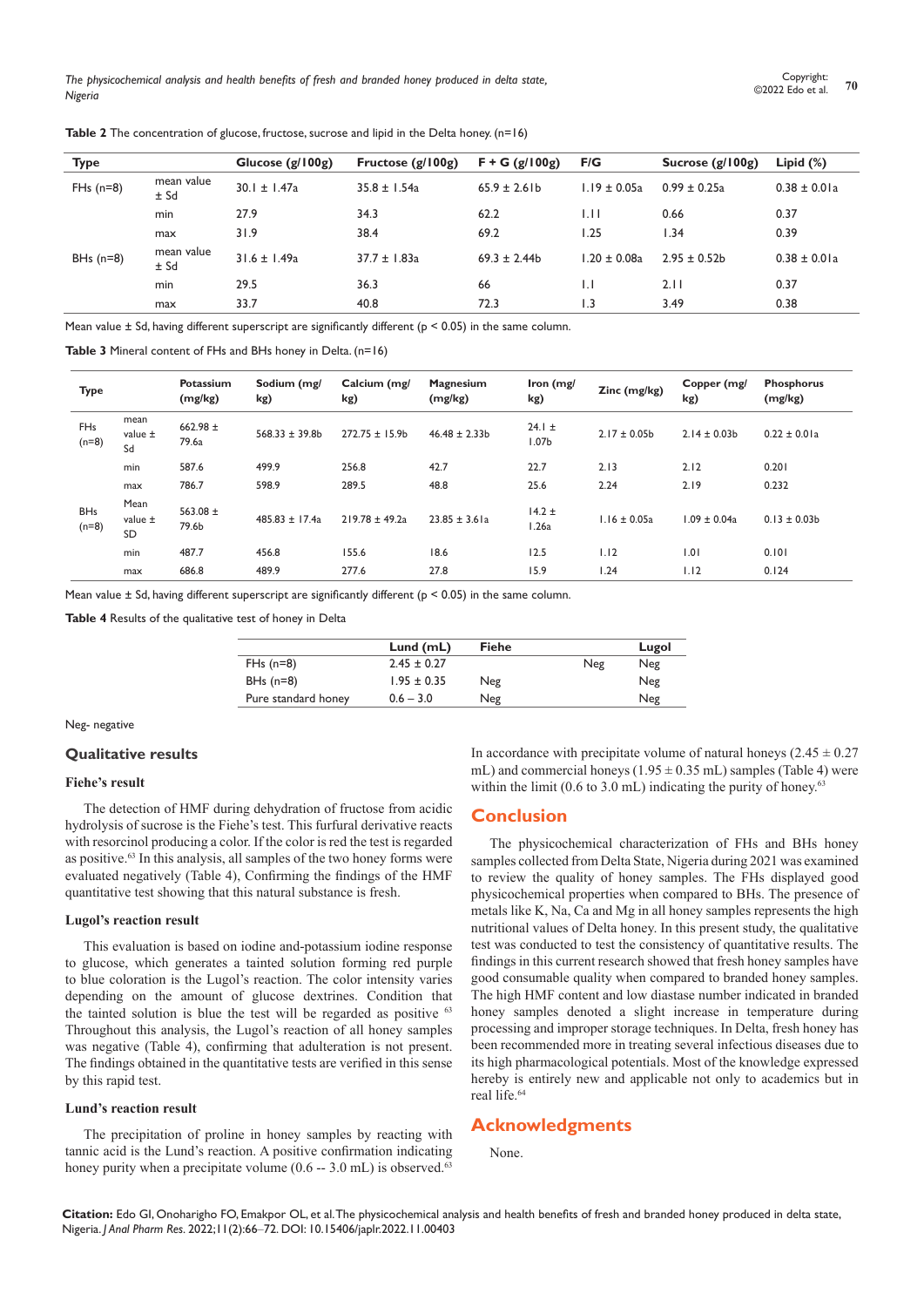**Table 2** The concentration of glucose, fructose, sucrose and lipid in the Delta honey. (n=16)

| Type | | Glucose (g/100g) | Fructose (g/100g) | F + G (g/100g) | F/G | Sucrose (g/100g) | Lipid (%) |
|---|---|---|---|---|---|---|---|
| FHs (n=8) | mean value ± Sd | 30.1 ± 1.47a | 35.8 ± 1.54a | 65.9 ± 2.61b | 1.19 ± 0.05a | 0.99 ± 0.25a | 0.38 ± 0.01a |
| | min | 27.9 | 34.3 | 62.2 | 1.11 | 0.66 | 0.37 |
| | max | 31.9 | 38.4 | 69.2 | 1.25 | 1.34 | 0.39 |
| BHs (n=8) | mean value ± Sd | 31.6 ± 1.49a | 37.7 ± 1.83a | 69.3 ± 2.44b | 1.20 ± 0.08a | 2.95 ± 0.52b | 0.38 ± 0.01a |
| | min | 29.5 | 36.3 | 66 | 1.1 | 2.11 | 0.37 |
| | max | 33.7 | 40.8 | 72.3 | 1.3 | 3.49 | 0.38 |

Mean value ± Sd, having different superscript are significantly different ($p < 0.05$) in the same column.

**Table 3** Mineral content of FHs and BHs honey in Delta. (n=16)

| Type | | Potassium (mg/kg) | Sodium (mg/kg) | Calcium (mg/kg) | Magnesium (mg/kg) | Iron (mg/kg) | Zinc (mg/kg) | Copper (mg/kg) | Phosphorus (mg/kg) |
|---|---|---|---|---|---|---|---|---|---|
| FHs (n=8) | mean value ± Sd | 662.98 ± 79.6a | 568.33 ± 39.8b | 272.75 ± 15.9b | 46.48 ± 2.33b | 24.1 ± 1.07b | 2.17 ± 0.05b | 2.14 ± 0.03b | 0.22 ± 0.01a |
| | min | 587.6 | 499.9 | 256.8 | 42.7 | 22.7 | 2.13 | 2.12 | 0.201 |
| | max | 786.7 | 598.9 | 289.5 | 48.8 | 25.6 | 2.24 | 2.19 | 0.232 |
| BHs (n=8) | Mean value ± SD | 563.08 ± 79.6b | 485.83 ± 17.4a | 219.78 ± 49.2a | 23.85 ± 3.61a | 14.2 ± 1.26a | 1.16 ± 0.05a | 1.09 ± 0.04a | 0.13 ± 0.03b |
| | min | 487.7 | 456.8 | 155.6 | 18.6 | 12.5 | 1.12 | 1.01 | 0.101 |
| | max | 686.8 | 489.9 | 277.6 | 27.8 | 15.9 | 1.24 | 1.12 | 0.124 |

Mean value ± Sd, having different superscript are significantly different ($p < 0.05$) in the same column.

**Table 4** Results of the qualitative test of honey in Delta

| | Lund (mL) | Fiehe | | Lugol |
|---|---|---|---|---|
| FHs (n=8) | 2.45 ± 0.27 | | Neg | Neg |
| BHs (n=8) | 1.95 ± 0.35 | Neg | | Neg |
| Pure standard honey | 0.6 – 3.0 | Neg | | Neg |

Neg- negative

## Qualitative results

### Fiehe's result

The detection of HMF during dehydration of fructose from acidic hydrolysis of sucrose is the Fiehe's test. This furfural derivative reacts with resorcinol producing a color. If the color is red the test is regarded as positive.[63] In this analysis, all samples of the two honey forms were evaluated negatively (Table 4), Confirming the findings of the HMF quantitative test showing that this natural substance is fresh.

### Lugol's reaction result

This evaluation is based on iodine and-potassium iodine response to glucose, which generates a tainted solution forming red purple to blue coloration is the Lugol's reaction. The color intensity varies depending on the amount of glucose dextrines. Condition that the tainted solution is blue the test will be regarded as positive [63] Throughout this analysis, the Lugol's reaction of all honey samples was negative (Table 4), confirming that adulteration is not present. The findings obtained in the quantitative tests are verified in this sense by this rapid test.

### Lund's reaction result

The precipitation of proline in honey samples by reacting with tannic acid is the Lund's reaction. A positive confirmation indicating honey purity when a precipitate volume (0.6 -- 3.0 mL) is observed.[63] In accordance with precipitate volume of natural honeys (2.45 ± 0.27 mL) and commercial honeys (1.95 ± 0.35 mL) samples (Table 4) were within the limit (0.6 to 3.0 mL) indicating the purity of honey.[63]

## Conclusion

The physicochemical characterization of FHs and BHs honey samples collected from Delta State, Nigeria during 2021 was examined to review the quality of honey samples. The FHs displayed good physicochemical properties when compared to BHs. The presence of metals like K, Na, Ca and Mg in all honey samples represents the high nutritional values of Delta honey. In this present study, the qualitative test was conducted to test the consistency of quantitative results. The findings in this current research showed that fresh honey samples have good consumable quality when compared to branded honey samples. The high HMF content and low diastase number indicated in branded honey samples denoted a slight increase in temperature during processing and improper storage techniques. In Delta, fresh honey has been recommended more in treating several infectious diseases due to its high pharmacological potentials. Most of the knowledge expressed hereby is entirely new and applicable not only to academics but in real life.[64]

## Acknowledgments

None.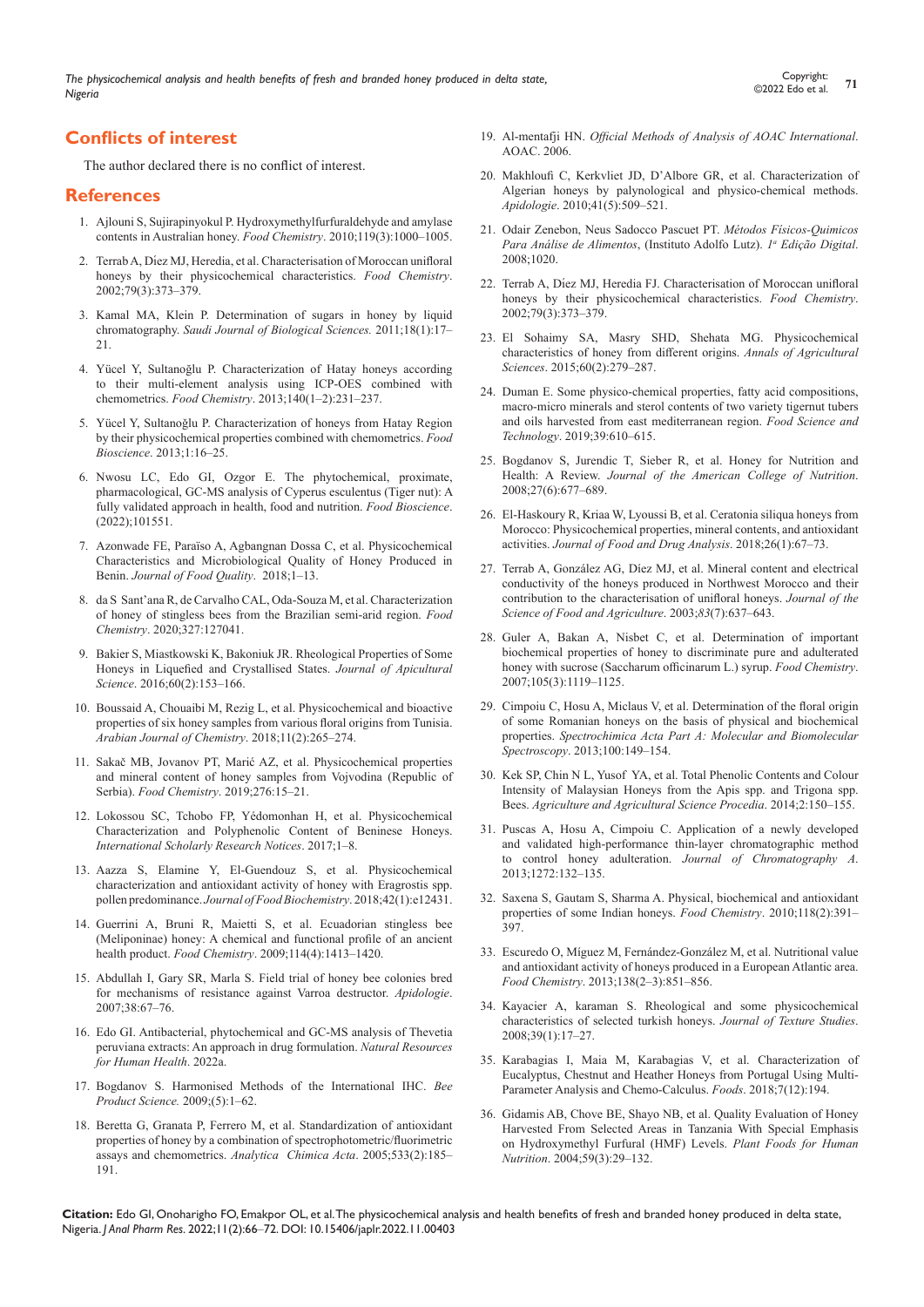## Conflicts of interest

The author declared there is no conflict of interest.

## References

1. Ajlouni S, Sujirapinyokul P. Hydroxymethylfurfuraldehyde and amylase contents in Australian honey. *Food Chemistry*. 2010;119(3):1000–1005.
2. Terrab A, Díez MJ, Heredia, et al. Characterisation of Moroccan unifloral honeys by their physicochemical characteristics. *Food Chemistry*. 2002;79(3):373–379.
3. Kamal MA, Klein P. Determination of sugars in honey by liquid chromatography. *Saudi Journal of Biological Sciences.* 2011;18(1):17–21.
4. Yücel Y, Sultanoğlu P. Characterization of Hatay honeys according to their multi-element analysis using ICP-OES combined with chemometrics. *Food Chemistry*. 2013;140(1–2):231–237.
5. Yücel Y, Sultanoğlu P. Characterization of honeys from Hatay Region by their physicochemical properties combined with chemometrics. *Food Bioscience*. 2013;1:16–25.
6. Nwosu LC, Edo GI, Ozgor E. The phytochemical, proximate, pharmacological, GC-MS analysis of Cyperus esculentus (Tiger nut): A fully validated approach in health, food and nutrition. *Food Bioscience*. (2022);101551.
7. Azonwade FE, Paraïso A, Agbangnan Dossa C, et al. Physicochemical Characteristics and Microbiological Quality of Honey Produced in Benin. *Journal of Food Quality*. 2018;1–13.
8. da S Sant'ana R, de Carvalho CAL, Oda-Souza M, et al. Characterization of honey of stingless bees from the Brazilian semi-arid region. *Food Chemistry*. 2020;327:127041.
9. Bakier S, Miastkowski K, Bakoniuk JR. Rheological Properties of Some Honeys in Liquefied and Crystallised States. *Journal of Apicultural Science*. 2016;60(2):153–166.
10. Boussaid A, Chouaibi M, Rezig L, et al. Physicochemical and bioactive properties of six honey samples from various floral origins from Tunisia. *Arabian Journal of Chemistry*. 2018;11(2):265–274.
11. Sakač MB, Jovanov PT, Marić AZ, et al. Physicochemical properties and mineral content of honey samples from Vojvodina (Republic of Serbia). *Food Chemistry*. 2019;276:15–21.
12. Lokossou SC, Tchobo FP, Yédomonhan H, et al. Physicochemical Characterization and Polyphenolic Content of Beninese Honeys. *International Scholarly Research Notices*. 2017;1–8.
13. Aazza S, Elamine Y, El-Guendouz S, et al. Physicochemical characterization and antioxidant activity of honey with Eragrostis spp. pollen predominance. *Journal of Food Biochemistry*. 2018;42(1):e12431.
14. Guerrini A, Bruni R, Maietti S, et al. Ecuadorian stingless bee (Meliponinae) honey: A chemical and functional profile of an ancient health product. *Food Chemistry*. 2009;114(4):1413–1420.
15. Abdullah I, Gary SR, Marla S. Field trial of honey bee colonies bred for mechanisms of resistance against Varroa destructor. *Apidologie*. 2007;38:67–76.
16. Edo GI. Antibacterial, phytochemical and GC-MS analysis of Thevetia peruviana extracts: An approach in drug formulation. *Natural Resources for Human Health*. 2022a.
17. Bogdanov S. Harmonised Methods of the International IHC. *Bee Product Science.* 2009;(5):1–62.
18. Beretta G, Granata P, Ferrero M, et al. Standardization of antioxidant properties of honey by a combination of spectrophotometric/fluorimetric assays and chemometrics. *Analytica Chimica Acta*. 2005;533(2):185–191.
19. Al-mentafji HN. *Official Methods of Analysis of AOAC International*. AOAC. 2006.
20. Makhloufi C, Kerkvliet JD, D'Albore GR, et al. Characterization of Algerian honeys by palynological and physico-chemical methods. *Apidologie*. 2010;41(5):509–521.
21. Odair Zenebon, Neus Sadocco Pascuet PT. *Métodos Físicos-Quimicos Para Análise de Alimentos*, (Instituto Adolfo Lutz). *1ª Edição Digital*. 2008;1020.
22. Terrab A, Díez MJ, Heredia FJ. Characterisation of Moroccan unifloral honeys by their physicochemical characteristics. *Food Chemistry*. 2002;79(3):373–379.
23. El Sohaimy SA, Masry SHD, Shehata MG. Physicochemical characteristics of honey from different origins. *Annals of Agricultural Sciences*. 2015;60(2):279–287.
24. Duman E. Some physico-chemical properties, fatty acid compositions, macro-micro minerals and sterol contents of two variety tigernut tubers and oils harvested from east mediterranean region. *Food Science and Technology*. 2019;39:610–615.
25. Bogdanov S, Jurendic T, Sieber R, et al. Honey for Nutrition and Health: A Review. *Journal of the American College of Nutrition*. 2008;27(6):677–689.
26. El-Haskoury R, Kriaa W, Lyoussi B, et al. Ceratonia siliqua honeys from Morocco: Physicochemical properties, mineral contents, and antioxidant activities. *Journal of Food and Drug Analysis*. 2018;26(1):67–73.
27. Terrab A, González AG, Díez MJ, et al. Mineral content and electrical conductivity of the honeys produced in Northwest Morocco and their contribution to the characterisation of unifloral honeys. *Journal of the Science of Food and Agriculture*. 2003;*83*(7):637–643.
28. Guler A, Bakan A, Nisbet C, et al. Determination of important biochemical properties of honey to discriminate pure and adulterated honey with sucrose (Saccharum officinarum L.) syrup. *Food Chemistry*. 2007;105(3):1119–1125.
29. Cimpoiu C, Hosu A, Miclaus V, et al. Determination of the floral origin of some Romanian honeys on the basis of physical and biochemical properties. *Spectrochimica Acta Part A: Molecular and Biomolecular Spectroscopy*. 2013;100:149–154.
30. Kek SP, Chin N L, Yusof YA, et al. Total Phenolic Contents and Colour Intensity of Malaysian Honeys from the Apis spp. and Trigona spp. Bees. *Agriculture and Agricultural Science Procedia*. 2014;2:150–155.
31. Puscas A, Hosu A, Cimpoiu C. Application of a newly developed and validated high-performance thin-layer chromatographic method to control honey adulteration. *Journal of Chromatography A*. 2013;1272:132–135.
32. Saxena S, Gautam S, Sharma A. Physical, biochemical and antioxidant properties of some Indian honeys. *Food Chemistry*. 2010;118(2):391–397.
33. Escuredo O, Míguez M, Fernández-González M, et al. Nutritional value and antioxidant activity of honeys produced in a European Atlantic area. *Food Chemistry*. 2013;138(2–3):851–856.
34. Kayacier A, karaman S. Rheological and some physicochemical characteristics of selected turkish honeys. *Journal of Texture Studies*. 2008;39(1):17–27.
35. Karabagias I, Maia M, Karabagias V, et al. Characterization of Eucalyptus, Chestnut and Heather Honeys from Portugal Using Multi-Parameter Analysis and Chemo-Calculus. *Foods*. 2018;7(12):194.
36. Gidamis AB, Chove BE, Shayo NB, et al. Quality Evaluation of Honey Harvested From Selected Areas in Tanzania With Special Emphasis on Hydroxymethyl Furfural (HMF) Levels. *Plant Foods for Human Nutrition*. 2004;59(3):29–132.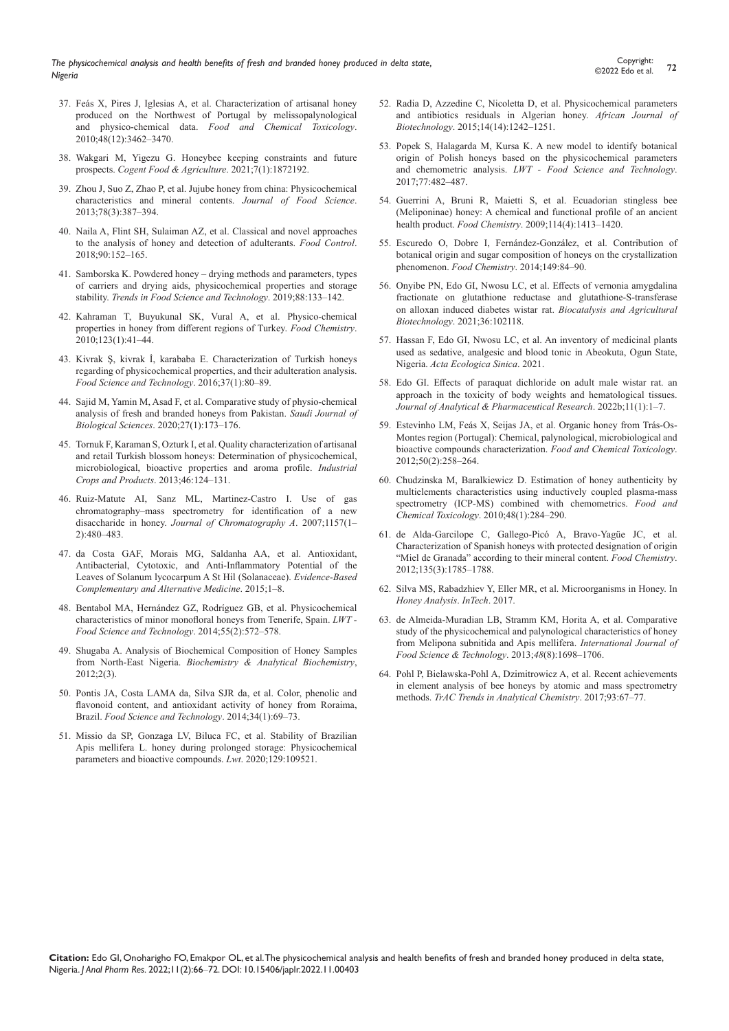37. Feás X, Pires J, Iglesias A, et al. Characterization of artisanal honey produced on the Northwest of Portugal by melissopalynological and physico-chemical data. *Food and Chemical Toxicology*. 2010;48(12):3462–3470.

38. Wakgari M, Yigezu G. Honeybee keeping constraints and future prospects. *Cogent Food & Agriculture*. 2021;7(1):1872192.

39. Zhou J, Suo Z, Zhao P, et al. Jujube honey from china: Physicochemical characteristics and mineral contents. *Journal of Food Science*. 2013;78(3):387–394.

40. Naila A, Flint SH, Sulaiman AZ, et al. Classical and novel approaches to the analysis of honey and detection of adulterants. *Food Control*. 2018;90:152–165.

41. Samborska K. Powdered honey – drying methods and parameters, types of carriers and drying aids, physicochemical properties and storage stability. *Trends in Food Science and Technology*. 2019;88:133–142.

42. Kahraman T, Buyukunal SK, Vural A, et al. Physico-chemical properties in honey from different regions of Turkey. *Food Chemistry*. 2010;123(1):41–44.

43. Kivrak Ş, kivrak İ, karababa E. Characterization of Turkish honeys regarding of physicochemical properties, and their adulteration analysis. *Food Science and Technology*. 2016;37(1):80–89.

44. Sajid M, Yamin M, Asad F, et al. Comparative study of physio-chemical analysis of fresh and branded honeys from Pakistan. *Saudi Journal of Biological Sciences*. 2020;27(1):173–176.

45. Tornuk F, Karaman S, Ozturk I, et al. Quality characterization of artisanal and retail Turkish blossom honeys: Determination of physicochemical, microbiological, bioactive properties and aroma profile. *Industrial Crops and Products*. 2013;46:124–131.

46. Ruiz-Matute AI, Sanz ML, Martinez-Castro I. Use of gas chromatography–mass spectrometry for identification of a new disaccharide in honey. *Journal of Chromatography A*. 2007;1157(1–2):480–483.

47. da Costa GAF, Morais MG, Saldanha AA, et al. Antioxidant, Antibacterial, Cytotoxic, and Anti-Inflammatory Potential of the Leaves of Solanum lycocarpum A St Hil (Solanaceae). *Evidence-Based Complementary and Alternative Medicine*. 2015;1–8.

48. Bentabol MA, Hernández GZ, Rodríguez GB, et al. Physicochemical characteristics of minor monofloral honeys from Tenerife, Spain. *LWT - Food Science and Technology*. 2014;55(2):572–578.

49. Shugaba A. Analysis of Biochemical Composition of Honey Samples from North-East Nigeria. *Biochemistry & Analytical Biochemistry*, 2012;2(3).

50. Pontis JA, Costa LAMA da, Silva SJR da, et al. Color, phenolic and flavonoid content, and antioxidant activity of honey from Roraima, Brazil. *Food Science and Technology*. 2014;34(1):69–73.

51. Missio da SP, Gonzaga LV, Biluca FC, et al. Stability of Brazilian Apis mellifera L. honey during prolonged storage: Physicochemical parameters and bioactive compounds. *Lwt*. 2020;129:109521.

52. Radia D, Azzedine C, Nicoletta D, et al. Physicochemical parameters and antibiotics residuals in Algerian honey. *African Journal of Biotechnology*. 2015;14(14):1242–1251.

53. Popek S, Halagarda M, Kursa K. A new model to identify botanical origin of Polish honeys based on the physicochemical parameters and chemometric analysis. *LWT - Food Science and Technology*. 2017;77:482–487.

54. Guerrini A, Bruni R, Maietti S, et al. Ecuadorian stingless bee (Meliponinae) honey: A chemical and functional profile of an ancient health product. *Food Chemistry*. 2009;114(4):1413–1420.

55. Escuredo O, Dobre I, Fernández-González, et al. Contribution of botanical origin and sugar composition of honeys on the crystallization phenomenon. *Food Chemistry*. 2014;149:84–90.

56. Onyibe PN, Edo GI, Nwosu LC, et al. Effects of vernonia amygdalina fractionate on glutathione reductase and glutathione-S-transferase on alloxan induced diabetes wistar rat. *Biocatalysis and Agricultural Biotechnology*. 2021;36:102118.

57. Hassan F, Edo GI, Nwosu LC, et al. An inventory of medicinal plants used as sedative, analgesic and blood tonic in Abeokuta, Ogun State, Nigeria. *Acta Ecologica Sinica*. 2021.

58. Edo GI. Effects of paraquat dichloride on adult male wistar rat. an approach in the toxicity of body weights and hematological tissues. *Journal of Analytical & Pharmaceutical Research*. 2022b;11(1):1–7.

59. Estevinho LM, Feás X, Seijas JA, et al. Organic honey from Trás-Os-Montes region (Portugal): Chemical, palynological, microbiological and bioactive compounds characterization. *Food and Chemical Toxicology*. 2012;50(2):258–264.

60. Chudzinska M, Baralkiewicz D. Estimation of honey authenticity by multielements characteristics using inductively coupled plasma-mass spectrometry (ICP-MS) combined with chemometrics. *Food and Chemical Toxicology*. 2010;48(1):284–290.

61. de Alda-Garcilope C, Gallego-Picó A, Bravo-Yagüe JC, et al. Characterization of Spanish honeys with protected designation of origin "Miel de Granada" according to their mineral content. *Food Chemistry*. 2012;135(3):1785–1788.

62. Silva MS, Rabadzhiev Y, Eller MR, et al. Microorganisms in Honey. In *Honey Analysis*. *InTech*. 2017.

63. de Almeida-Muradian LB, Stramm KM, Horita A, et al. Comparative study of the physicochemical and palynological characteristics of honey from Melipona subnitida and Apis mellifera. *International Journal of Food Science & Technology*. 2013;*48*(8):1698–1706.

64. Pohl P, Bielawska-Pohl A, Dzimitrowicz A, et al. Recent achievements in element analysis of bee honeys by atomic and mass spectrometry methods. *TrAC Trends in Analytical Chemistry*. 2017;93:67–77.